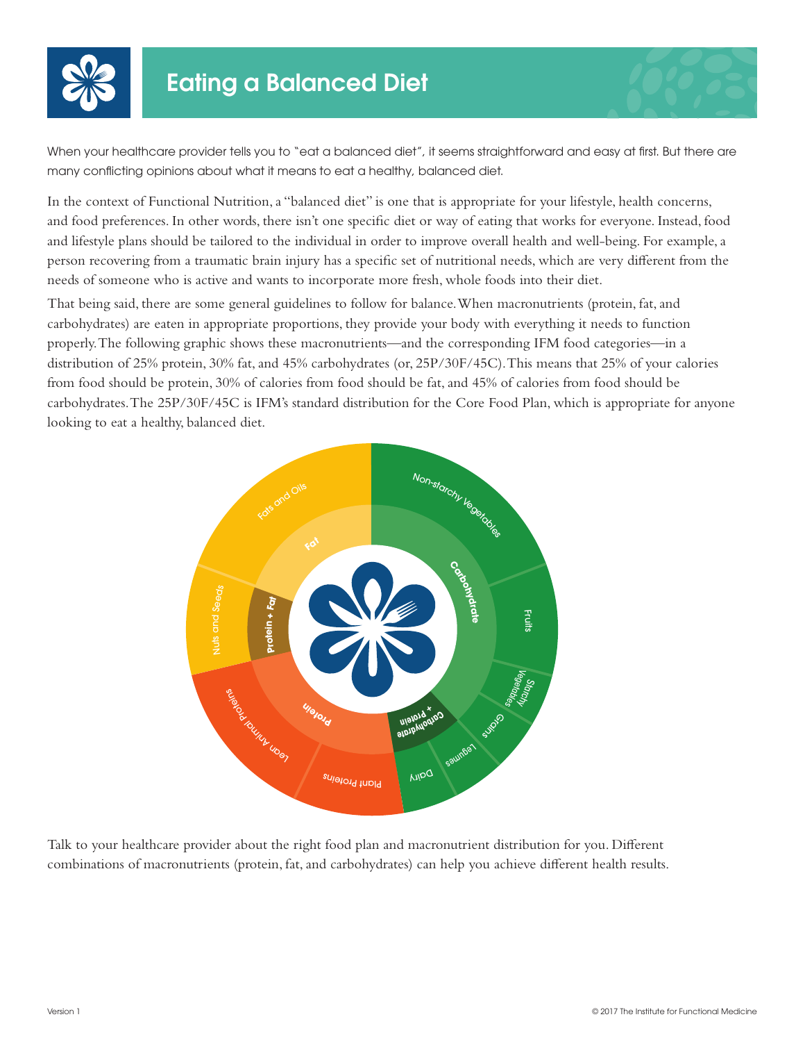# Eating a Balanced Diet

When your healthcare provider tells you to "eat a balanced diet", it seems straightforward and easy at first. But there are many conflicting opinions about what it means to eat a healthy, balanced diet.

In the context of Functional Nutrition, a "balanced diet" is one that is appropriate for your lifestyle, health concerns, and food preferences. In other words, there isn't one specific diet or way of eating that works for everyone. Instead, food and lifestyle plans should be tailored to the individual in order to improve overall health and well-being. For example, a person recovering from a traumatic brain injury has a specific set of nutritional needs, which are very different from the needs of someone who is active and wants to incorporate more fresh, whole foods into their diet.

That being said, there are some general guidelines to follow for balance. When macronutrients (protein, fat, and carbohydrates) are eaten in appropriate proportions, they provide your body with everything it needs to function properly. The following graphic shows these macronutrients—and the corresponding IFM food categories—in a distribution of 25% protein, 30% fat, and 45% carbohydrates (or, 25P/30F/45C). This means that 25% of your calories from food should be protein, 30% of calories from food should be fat, and 45% of calories from food should be carbohydrates. The 25P/30F/45C is IFM's standard distribution for the Core Food Plan, which is appropriate for anyone looking to eat a healthy, balanced diet.

Fat: Fats and Oils

Protein + Fat: Nuts and Seeds

Protein: Lean Animal Proteins, Plant Proteins

Carbohydrate + Protein: Dairy, Legumes

Carbohydrate: Grains, Starchy Vegetables, Fruits, Non-starchy Vegetables

Talk to your healthcare provider about the right food plan and macronutrient distribution for you. Different combinations of macronutrients (protein, fat, and carbohydrates) can help you achieve different health results.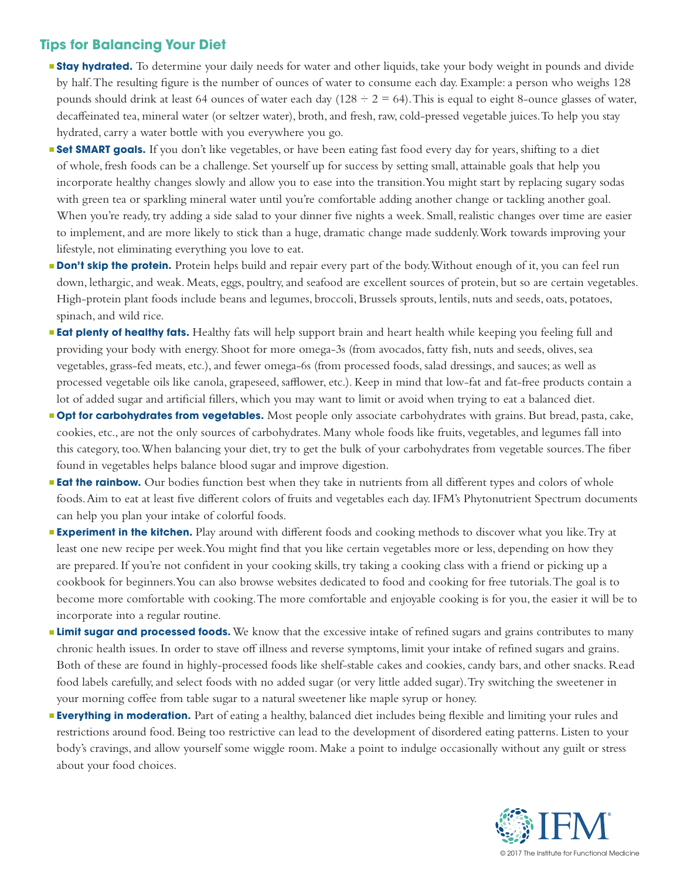## Tips for Balancing Your Diet

- **Stay hydrated.** To determine your daily needs for water and other liquids, take your body weight in pounds and divide by half. The resulting figure is the number of ounces of water to consume each day. Example: a person who weighs 128 pounds should drink at least 64 ounces of water each day (128 ÷ 2 = 64). This is equal to eight 8-ounce glasses of water, decaffeinated tea, mineral water (or seltzer water), broth, and fresh, raw, cold-pressed vegetable juices. To help you stay hydrated, carry a water bottle with you everywhere you go.
- **Set SMART goals.** If you don't like vegetables, or have been eating fast food every day for years, shifting to a diet of whole, fresh foods can be a challenge. Set yourself up for success by setting small, attainable goals that help you incorporate healthy changes slowly and allow you to ease into the transition. You might start by replacing sugary sodas with green tea or sparkling mineral water until you're comfortable adding another change or tackling another goal. When you're ready, try adding a side salad to your dinner five nights a week. Small, realistic changes over time are easier to implement, and are more likely to stick than a huge, dramatic change made suddenly. Work towards improving your lifestyle, not eliminating everything you love to eat.
- **Don't skip the protein.** Protein helps build and repair every part of the body. Without enough of it, you can feel run down, lethargic, and weak. Meats, eggs, poultry, and seafood are excellent sources of protein, but so are certain vegetables. High-protein plant foods include beans and legumes, broccoli, Brussels sprouts, lentils, nuts and seeds, oats, potatoes, spinach, and wild rice.
- **Eat plenty of healthy fats.** Healthy fats will help support brain and heart health while keeping you feeling full and providing your body with energy. Shoot for more omega-3s (from avocados, fatty fish, nuts and seeds, olives, sea vegetables, grass-fed meats, etc.), and fewer omega-6s (from processed foods, salad dressings, and sauces; as well as processed vegetable oils like canola, grapeseed, safflower, etc.). Keep in mind that low-fat and fat-free products contain a lot of added sugar and artificial fillers, which you may want to limit or avoid when trying to eat a balanced diet.
- **Opt for carbohydrates from vegetables.** Most people only associate carbohydrates with grains. But bread, pasta, cake, cookies, etc., are not the only sources of carbohydrates. Many whole foods like fruits, vegetables, and legumes fall into this category, too. When balancing your diet, try to get the bulk of your carbohydrates from vegetable sources. The fiber found in vegetables helps balance blood sugar and improve digestion.
- **Eat the rainbow.** Our bodies function best when they take in nutrients from all different types and colors of whole foods. Aim to eat at least five different colors of fruits and vegetables each day. IFM's Phytonutrient Spectrum documents can help you plan your intake of colorful foods.
- **Experiment in the kitchen.** Play around with different foods and cooking methods to discover what you like. Try at least one new recipe per week. You might find that you like certain vegetables more or less, depending on how they are prepared. If you're not confident in your cooking skills, try taking a cooking class with a friend or picking up a cookbook for beginners. You can also browse websites dedicated to food and cooking for free tutorials. The goal is to become more comfortable with cooking. The more comfortable and enjoyable cooking is for you, the easier it will be to incorporate into a regular routine.
- **Limit sugar and processed foods.** We know that the excessive intake of refined sugars and grains contributes to many chronic health issues. In order to stave off illness and reverse symptoms, limit your intake of refined sugars and grains. Both of these are found in highly-processed foods like shelf-stable cakes and cookies, candy bars, and other snacks. Read food labels carefully, and select foods with no added sugar (or very little added sugar). Try switching the sweetener in your morning coffee from table sugar to a natural sweetener like maple syrup or honey.
- **Everything in moderation.** Part of eating a healthy, balanced diet includes being flexible and limiting your rules and restrictions around food. Being too restrictive can lead to the development of disordered eating patterns. Listen to your body's cravings, and allow yourself some wiggle room. Make a point to indulge occasionally without any guilt or stress about your food choices.

IFM®

© 2017 The Institute for Functional Medicine